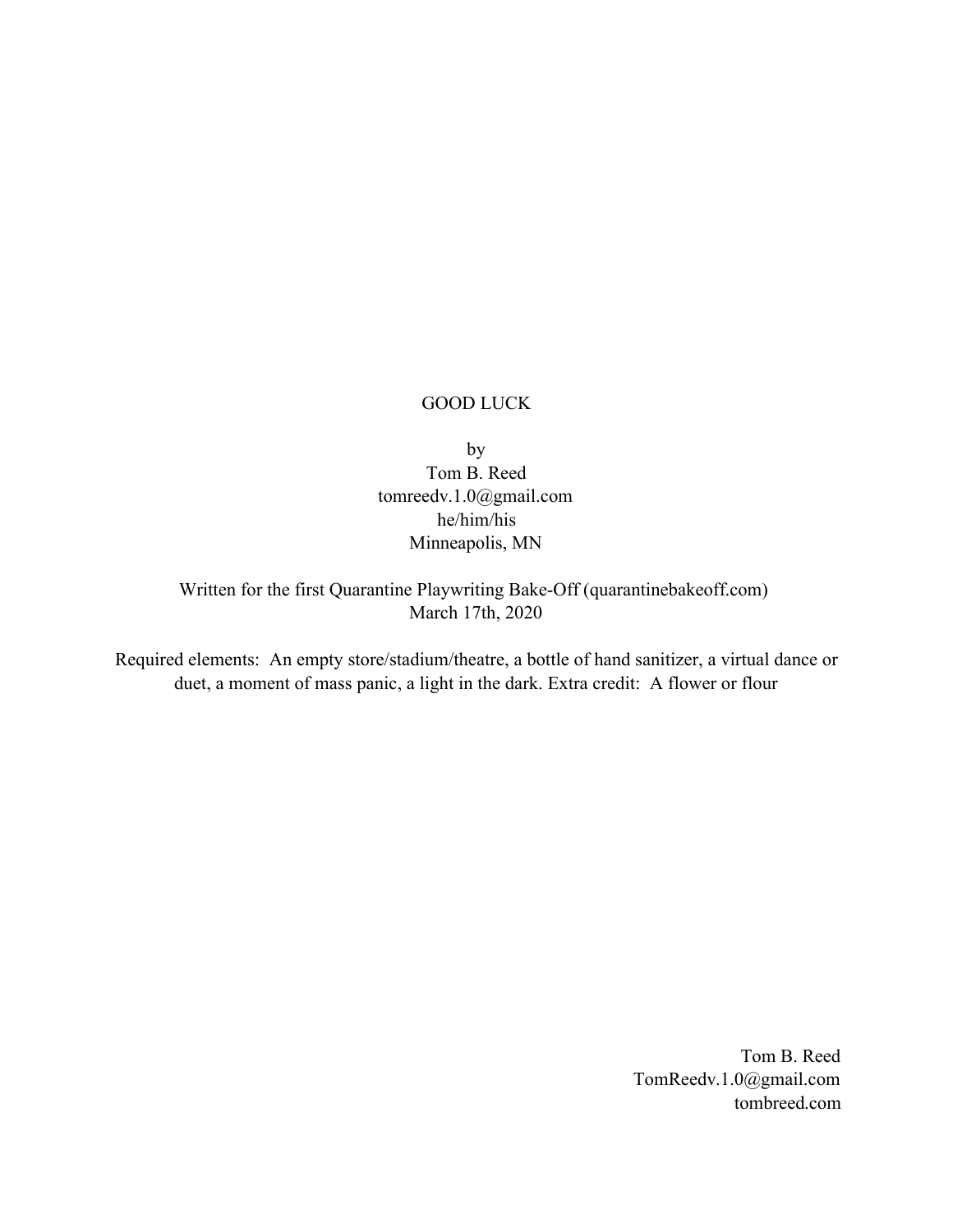# GOOD LUCK

by
Tom B. Reed
tomreedv.1.0@gmail.com
he/him/his
Minneapolis, MN

Written for the first Quarantine Playwriting Bake-Off (quarantinebakeoff.com)
March 17th, 2020

Required elements: An empty store/stadium/theatre, a bottle of hand sanitizer, a virtual dance or duet, a moment of mass panic, a light in the dark. Extra credit: A flower or flour

Tom B. Reed
TomReedv.1.0@gmail.com
tombreed.com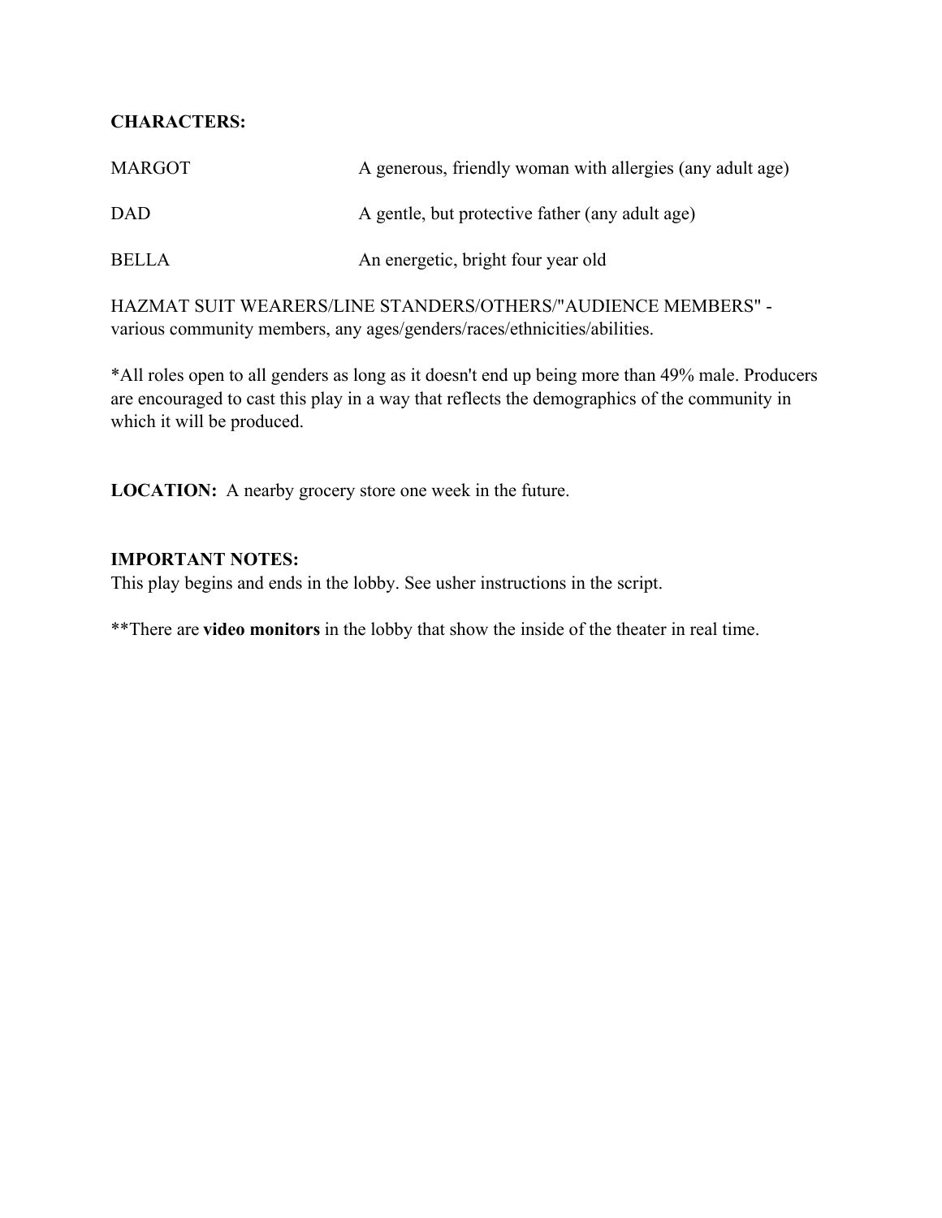**CHARACTERS:**

| | |
|---|---|
| MARGOT | A generous, friendly woman with allergies (any adult age) |
| DAD | A gentle, but protective father (any adult age) |
| BELLA | An energetic, bright four year old |

HAZMAT SUIT WEARERS/LINE STANDERS/OTHERS/"AUDIENCE MEMBERS" - various community members, any ages/genders/races/ethnicities/abilities.

*All roles open to all genders as long as it doesn't end up being more than 49% male. Producers are encouraged to cast this play in a way that reflects the demographics of the community in which it will be produced.

**LOCATION:** A nearby grocery store one week in the future.

**IMPORTANT NOTES:**
This play begins and ends in the lobby. See usher instructions in the script.

**There are **video monitors** in the lobby that show the inside of the theater in real time.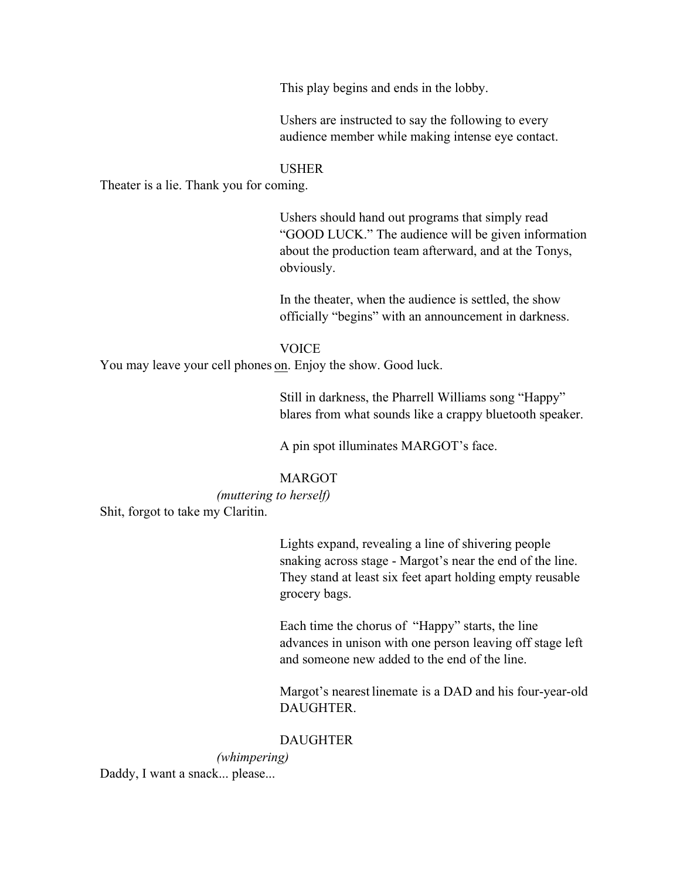This play begins and ends in the lobby.

Ushers are instructed to say the following to every audience member while making intense eye contact.

USHER

Theater is a lie. Thank you for coming.

Ushers should hand out programs that simply read "GOOD LUCK." The audience will be given information about the production team afterward, and at the Tonys, obviously.

In the theater, when the audience is settled, the show officially "begins" with an announcement in darkness.

VOICE

You may leave your cell phones <u>on</u>. Enjoy the show. Good luck.

Still in darkness, the Pharrell Williams song "Happy" blares from what sounds like a crappy bluetooth speaker.

A pin spot illuminates MARGOT's face.

MARGOT

*(muttering to herself)*

Shit, forgot to take my Claritin.

Lights expand, revealing a line of shivering people snaking across stage - Margot's near the end of the line. They stand at least six feet apart holding empty reusable grocery bags.

Each time the chorus of "Happy" starts, the line advances in unison with one person leaving off stage left and someone new added to the end of the line.

Margot's nearest linemate is a DAD and his four-year-old DAUGHTER.

DAUGHTER

*(whimpering)*

Daddy, I want a snack... please...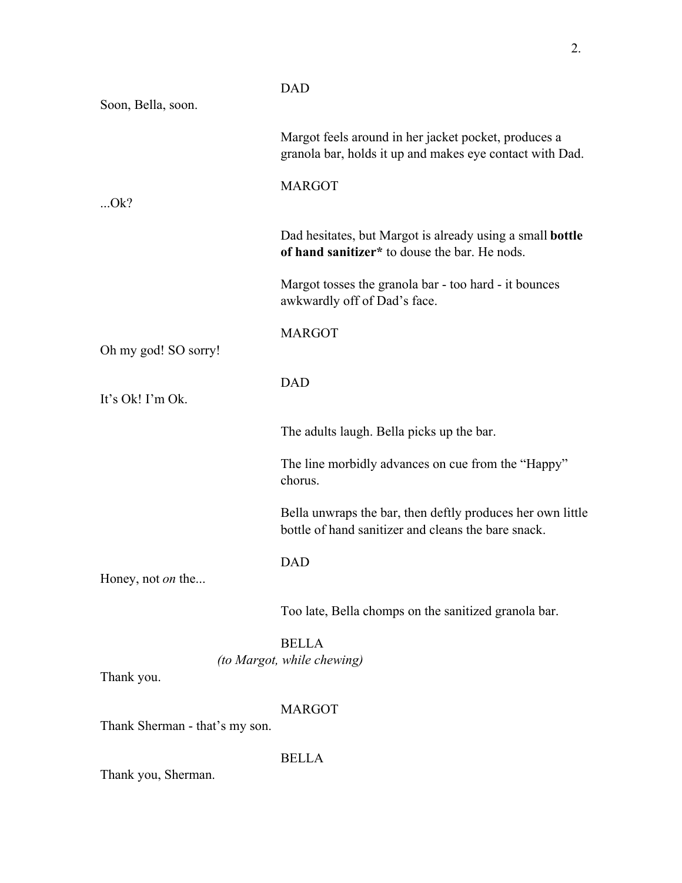DAD

Soon, Bella, soon.

Margot feels around in her jacket pocket, produces a granola bar, holds it up and makes eye contact with Dad.

MARGOT

...Ok?

Dad hesitates, but Margot is already using a small **bottle of hand sanitizer*** to douse the bar. He nods.

Margot tosses the granola bar - too hard - it bounces awkwardly off of Dad's face.

MARGOT

Oh my god! SO sorry!

DAD

It's Ok! I'm Ok.

The adults laugh. Bella picks up the bar.

The line morbidly advances on cue from the "Happy" chorus.

Bella unwraps the bar, then deftly produces her own little bottle of hand sanitizer and cleans the bare snack.

DAD

Honey, not *on* the...

Too late, Bella chomps on the sanitized granola bar.

BELLA

*(to Margot, while chewing)*

Thank you.

MARGOT

Thank Sherman - that's my son.

BELLA

Thank you, Sherman.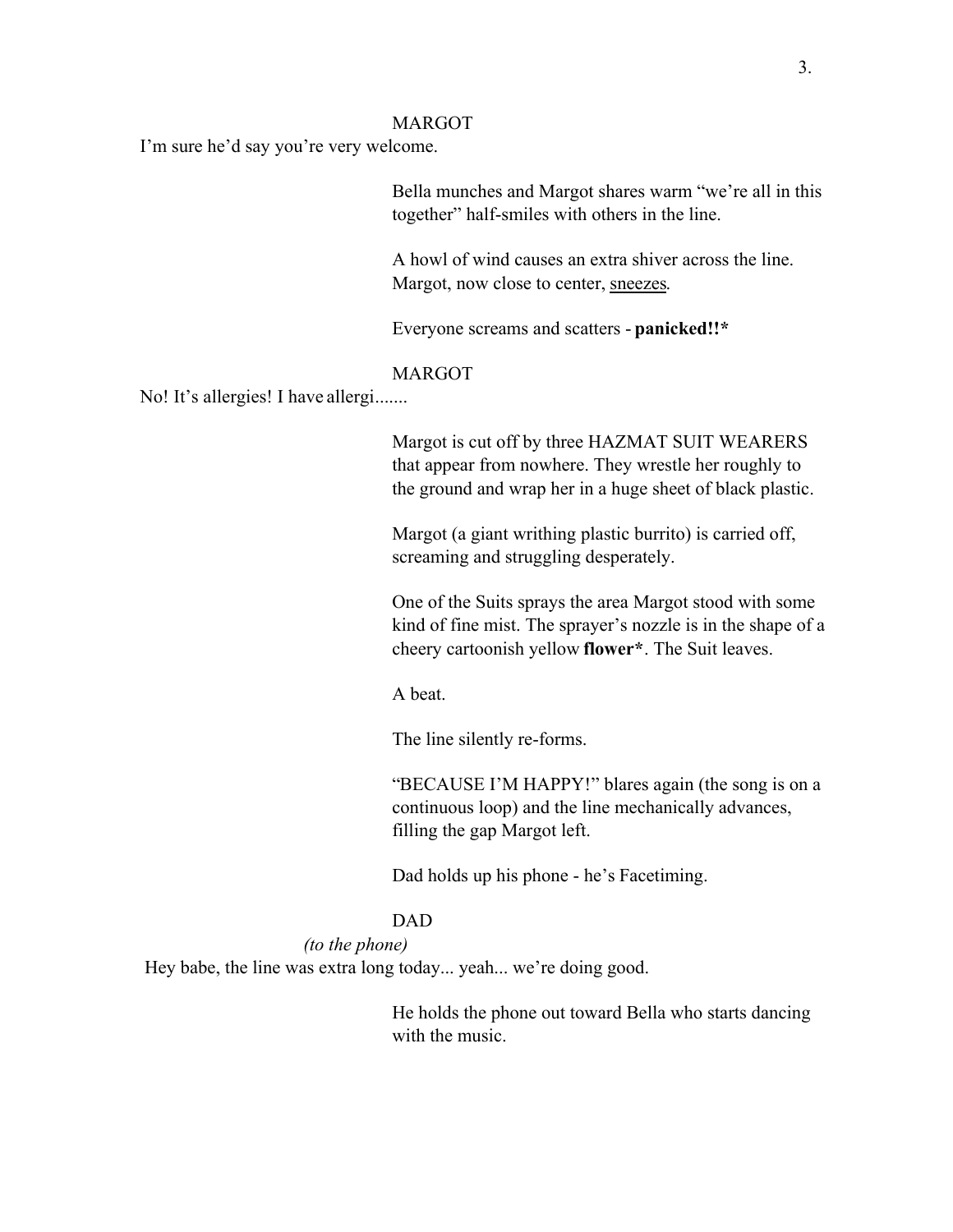MARGOT

I'm sure he'd say you're very welcome.

Bella munches and Margot shares warm "we're all in this together" half-smiles with others in the line.

A howl of wind causes an extra shiver across the line. Margot, now close to center, <u>sneezes</u>.

Everyone screams and scatters - **panicked!!***

MARGOT

No! It's allergies! I have allergi.......

Margot is cut off by three HAZMAT SUIT WEARERS that appear from nowhere. They wrestle her roughly to the ground and wrap her in a huge sheet of black plastic.

Margot (a giant writhing plastic burrito) is carried off, screaming and struggling desperately.

One of the Suits sprays the area Margot stood with some kind of fine mist. The sprayer's nozzle is in the shape of a cheery cartoonish yellow **flower***. The Suit leaves.

A beat.

The line silently re-forms.

"BECAUSE I'M HAPPY!" blares again (the song is on a continuous loop) and the line mechanically advances, filling the gap Margot left.

Dad holds up his phone - he's Facetiming.

DAD

*(to the phone)*

Hey babe, the line was extra long today... yeah... we're doing good.

He holds the phone out toward Bella who starts dancing with the music.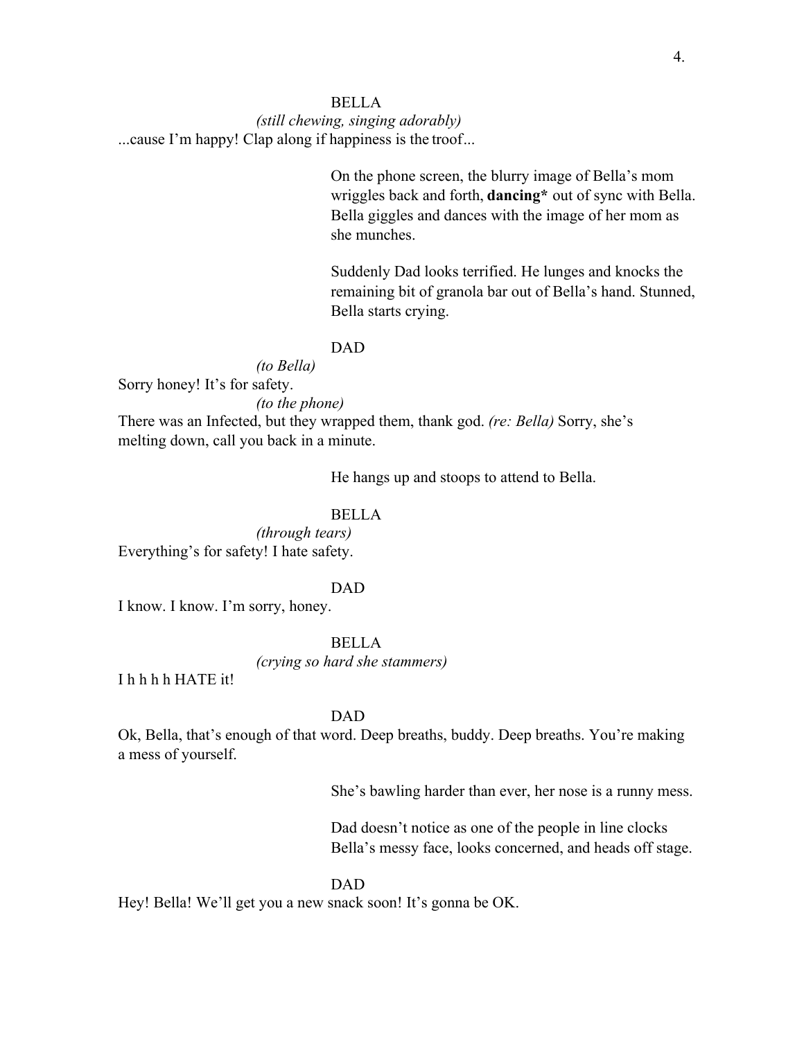BELLA

*(still chewing, singing adorably)*

...cause I'm happy! Clap along if happiness is the troof...

On the phone screen, the blurry image of Bella's mom wriggles back and forth, **dancing*** out of sync with Bella. Bella giggles and dances with the image of her mom as she munches.

Suddenly Dad looks terrified. He lunges and knocks the remaining bit of granola bar out of Bella's hand. Stunned, Bella starts crying.

DAD

*(to Bella)*

Sorry honey! It's for safety.

*(to the phone)*

There was an Infected, but they wrapped them, thank god. *(re: Bella)* Sorry, she's melting down, call you back in a minute.

He hangs up and stoops to attend to Bella.

BELLA

*(through tears)*

Everything's for safety! I hate safety.

DAD

I know. I know. I'm sorry, honey.

BELLA

*(crying so hard she stammers)*

I h h h h HATE it!

DAD

Ok, Bella, that's enough of that word. Deep breaths, buddy. Deep breaths. You're making a mess of yourself.

She's bawling harder than ever, her nose is a runny mess.

Dad doesn't notice as one of the people in line clocks Bella's messy face, looks concerned, and heads off stage.

DAD

Hey! Bella! We'll get you a new snack soon! It's gonna be OK.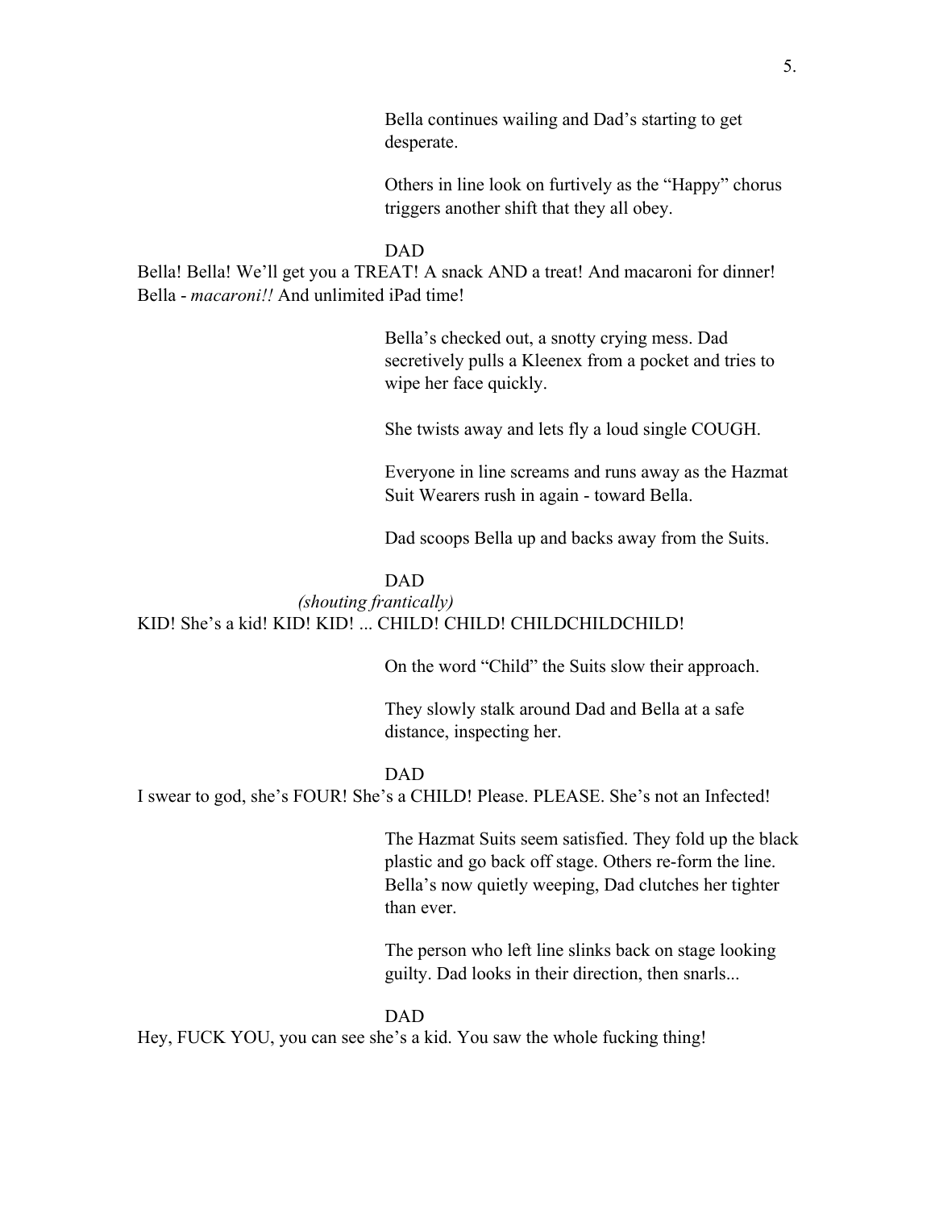Bella continues wailing and Dad's starting to get desperate.

Others in line look on furtively as the "Happy" chorus triggers another shift that they all obey.

DAD

Bella! Bella! We'll get you a TREAT! A snack AND a treat! And macaroni for dinner! Bella - *macaroni!!* And unlimited iPad time!

Bella's checked out, a snotty crying mess. Dad secretively pulls a Kleenex from a pocket and tries to wipe her face quickly.

She twists away and lets fly a loud single COUGH.

Everyone in line screams and runs away as the Hazmat Suit Wearers rush in again - toward Bella.

Dad scoops Bella up and backs away from the Suits.

DAD

*(shouting frantically)*

KID! She's a kid! KID! KID! ... CHILD! CHILD! CHILDCHILDCHILD!

On the word "Child" the Suits slow their approach.

They slowly stalk around Dad and Bella at a safe distance, inspecting her.

DAD

I swear to god, she's FOUR! She's a CHILD! Please. PLEASE. She's not an Infected!

The Hazmat Suits seem satisfied. They fold up the black plastic and go back off stage. Others re-form the line. Bella's now quietly weeping, Dad clutches her tighter than ever.

The person who left line slinks back on stage looking guilty. Dad looks in their direction, then snarls...

DAD

Hey, FUCK YOU, you can see she's a kid. You saw the whole fucking thing!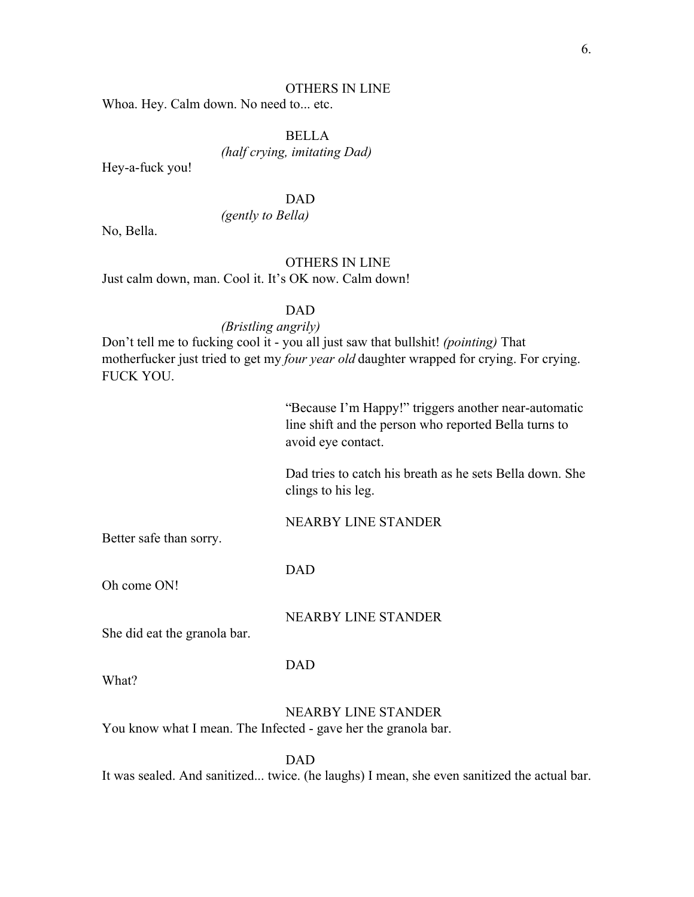OTHERS IN LINE

Whoa. Hey. Calm down. No need to... etc.

BELLA

*(half crying, imitating Dad)*

Hey-a-fuck you!

DAD

*(gently to Bella)*

No, Bella.

OTHERS IN LINE

Just calm down, man. Cool it. It's OK now. Calm down!

DAD

*(Bristling angrily)*

Don't tell me to fucking cool it - you all just saw that bullshit! *(pointing)* That motherfucker just tried to get my *four year old* daughter wrapped for crying. For crying. FUCK YOU.

"Because I'm Happy!" triggers another near-automatic line shift and the person who reported Bella turns to avoid eye contact.

Dad tries to catch his breath as he sets Bella down. She clings to his leg.

NEARBY LINE STANDER

Better safe than sorry.

DAD

Oh come ON!

NEARBY LINE STANDER

She did eat the granola bar.

DAD

What?

NEARBY LINE STANDER

You know what I mean. The Infected - gave her the granola bar.

DAD

It was sealed. And sanitized... twice. (he laughs) I mean, she even sanitized the actual bar.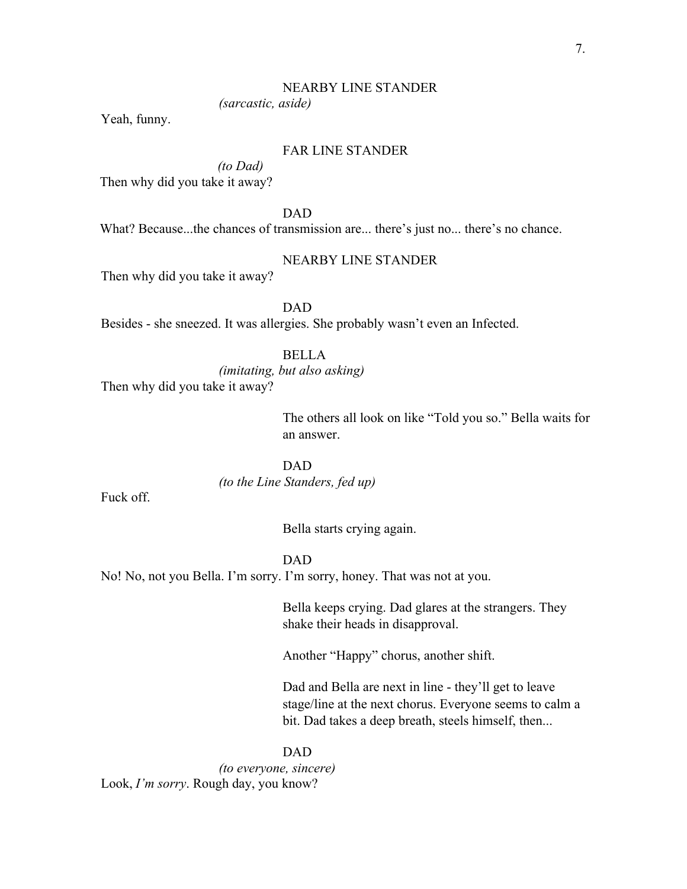NEARBY LINE STANDER

*(sarcastic, aside)*

Yeah, funny.

FAR LINE STANDER

*(to Dad)*

Then why did you take it away?

DAD

What? Because...the chances of transmission are... there's just no... there's no chance.

NEARBY LINE STANDER

Then why did you take it away?

DAD

Besides - she sneezed. It was allergies. She probably wasn't even an Infected.

BELLA

*(imitating, but also asking)*

Then why did you take it away?

The others all look on like "Told you so." Bella waits for an answer.

DAD

*(to the Line Standers, fed up)*

Fuck off.

Bella starts crying again.

DAD

No! No, not you Bella. I'm sorry. I'm sorry, honey. That was not at you.

Bella keeps crying. Dad glares at the strangers. They shake their heads in disapproval.

Another "Happy" chorus, another shift.

Dad and Bella are next in line - they'll get to leave stage/line at the next chorus. Everyone seems to calm a bit. Dad takes a deep breath, steels himself, then...

DAD

*(to everyone, sincere)*

Look, *I'm sorry*. Rough day, you know?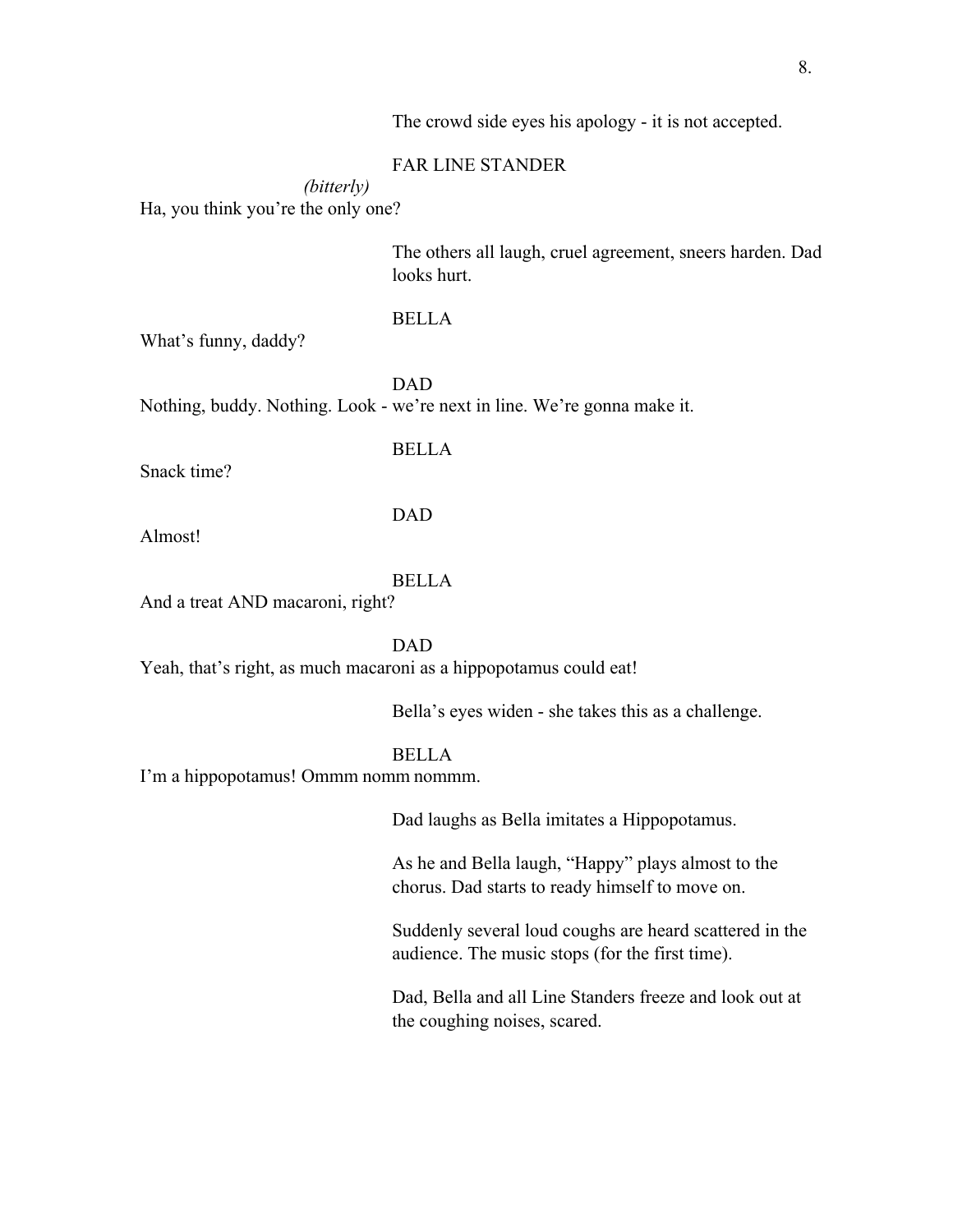The crowd side eyes his apology - it is not accepted.

FAR LINE STANDER

*(bitterly)*

Ha, you think you're the only one?

The others all laugh, cruel agreement, sneers harden. Dad looks hurt.

BELLA

What's funny, daddy?

DAD

Nothing, buddy. Nothing. Look - we're next in line. We're gonna make it.

BELLA

Snack time?

DAD

Almost!

BELLA

And a treat AND macaroni, right?

DAD

Yeah, that's right, as much macaroni as a hippopotamus could eat!

Bella's eyes widen - she takes this as a challenge.

BELLA

I'm a hippopotamus! Ommm nomm nommm.

Dad laughs as Bella imitates a Hippopotamus.

As he and Bella laugh, "Happy" plays almost to the chorus. Dad starts to ready himself to move on.

Suddenly several loud coughs are heard scattered in the audience. The music stops (for the first time).

Dad, Bella and all Line Standers freeze and look out at the coughing noises, scared.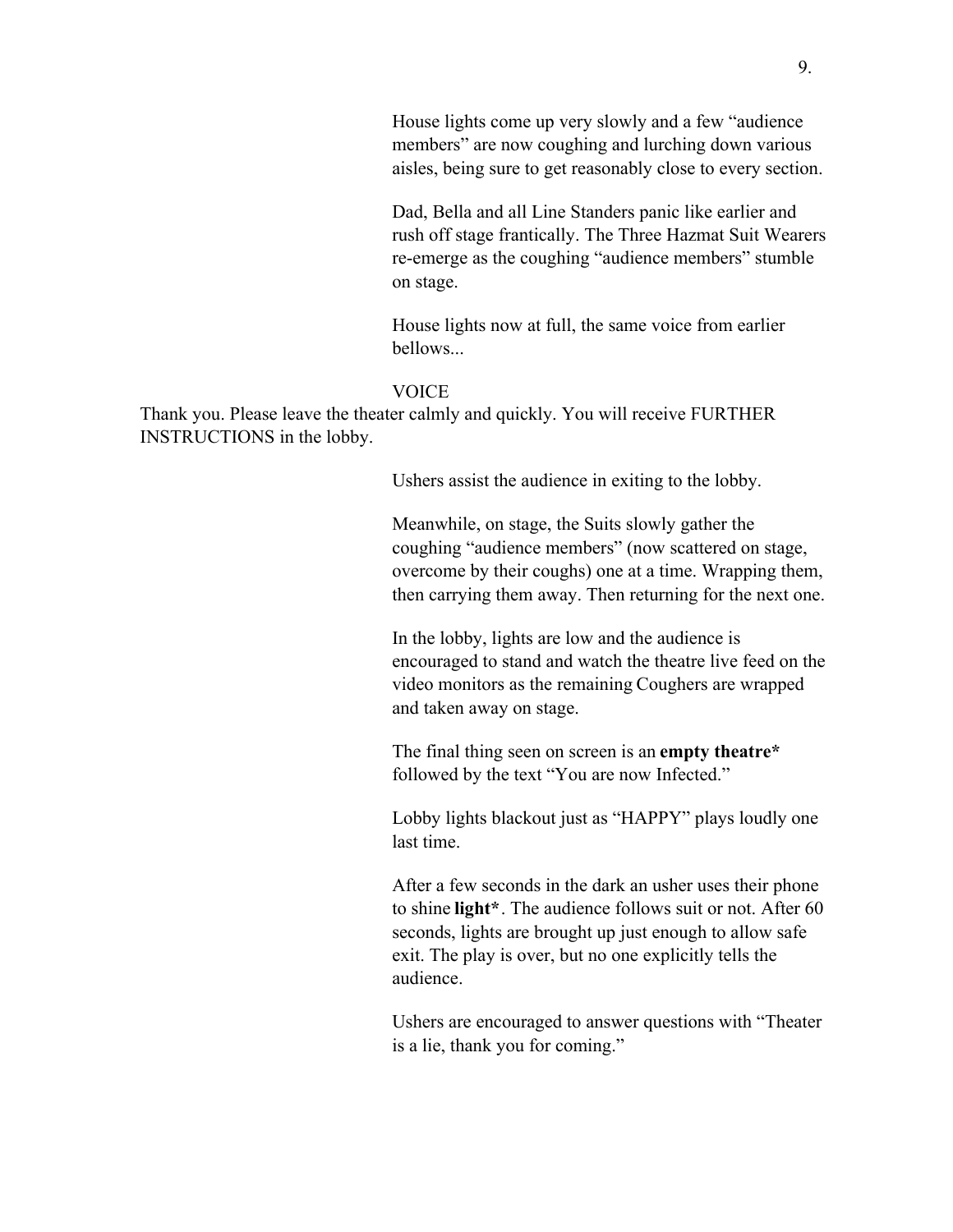House lights come up very slowly and a few "audience members" are now coughing and lurching down various aisles, being sure to get reasonably close to every section.

Dad, Bella and all Line Standers panic like earlier and rush off stage frantically. The Three Hazmat Suit Wearers re-emerge as the coughing "audience members" stumble on stage.

House lights now at full, the same voice from earlier bellows...

VOICE

Thank you. Please leave the theater calmly and quickly. You will receive FURTHER INSTRUCTIONS in the lobby.

Ushers assist the audience in exiting to the lobby.

Meanwhile, on stage, the Suits slowly gather the coughing "audience members" (now scattered on stage, overcome by their coughs) one at a time. Wrapping them, then carrying them away. Then returning for the next one.

In the lobby, lights are low and the audience is encouraged to stand and watch the theatre live feed on the video monitors as the remaining Coughers are wrapped and taken away on stage.

The final thing seen on screen is an **empty theatre*** followed by the text "You are now Infected."

Lobby lights blackout just as "HAPPY" plays loudly one last time.

After a few seconds in the dark an usher uses their phone to shine **light***. The audience follows suit or not. After 60 seconds, lights are brought up just enough to allow safe exit. The play is over, but no one explicitly tells the audience.

Ushers are encouraged to answer questions with "Theater is a lie, thank you for coming."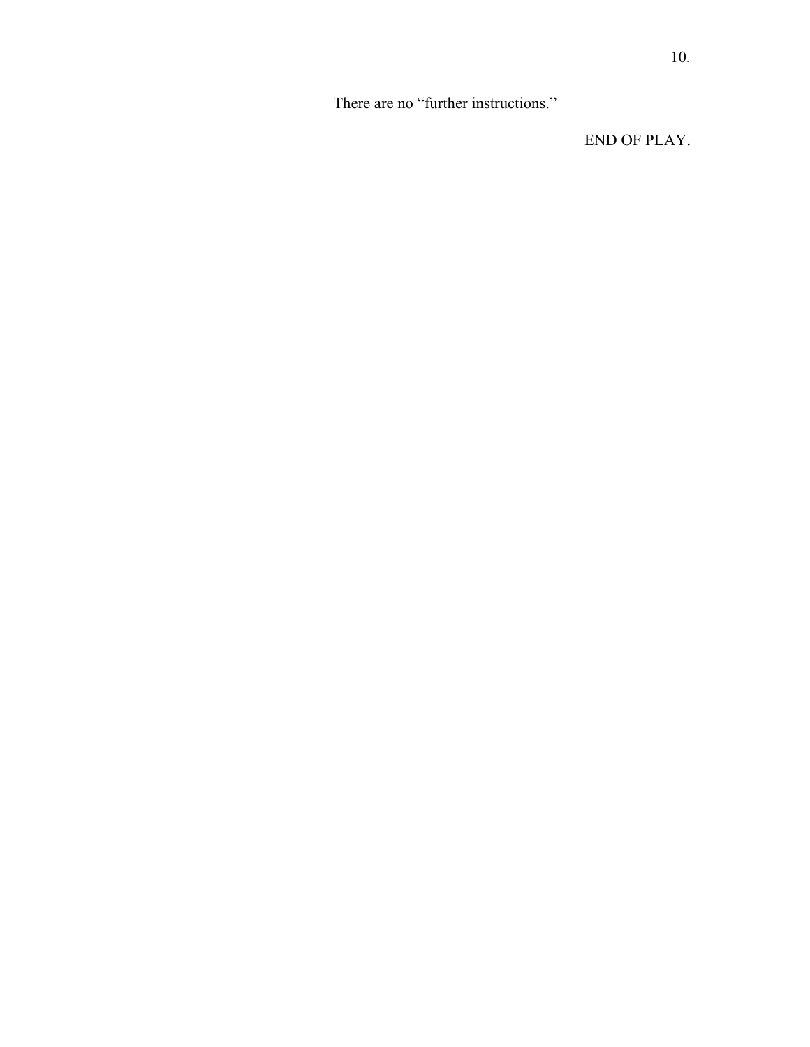There are no "further instructions."

END OF PLAY.